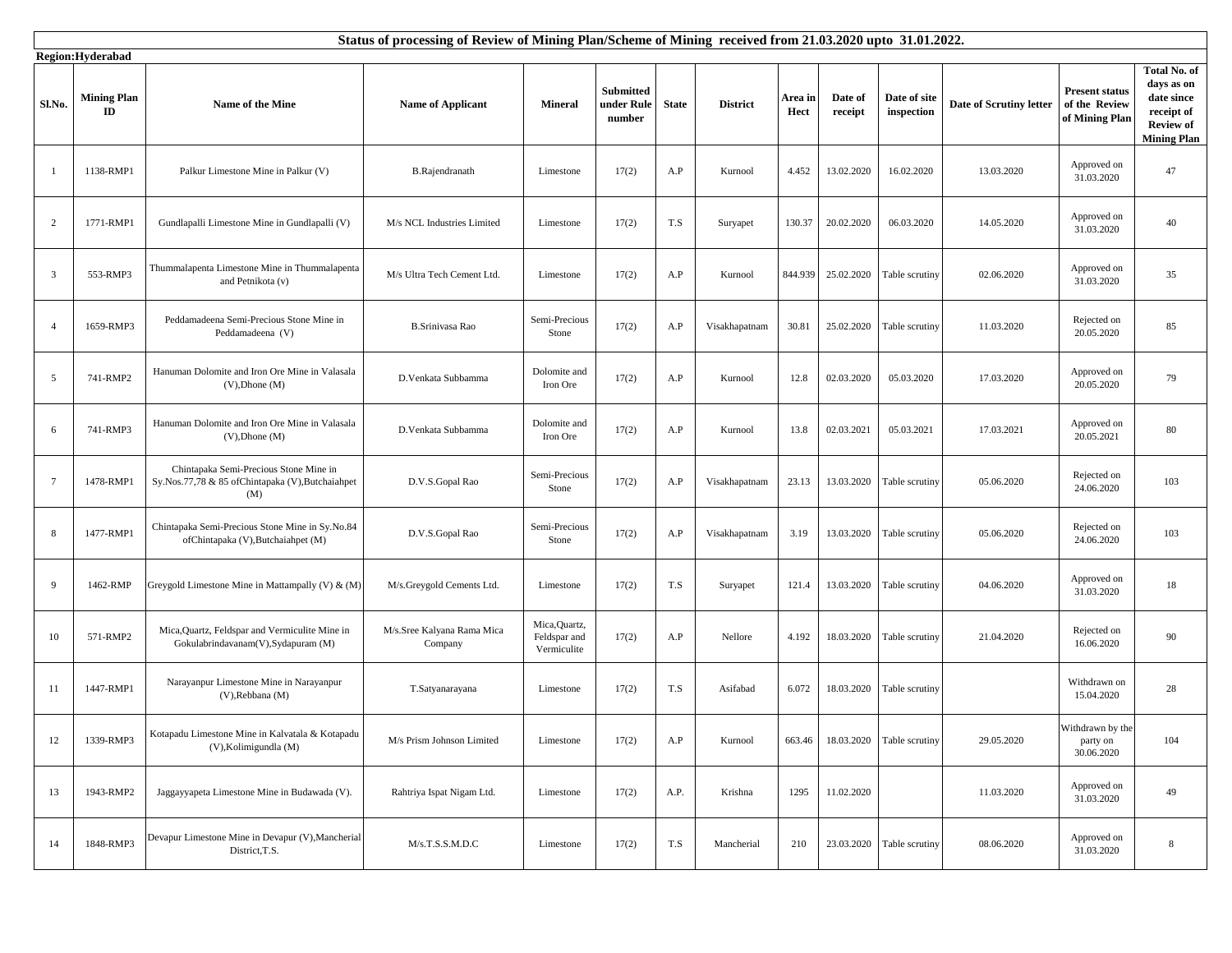# Status of processing of Review of Mining Plan/Scheme of Mining received from 21.03.2020 upto 31.01.2022.

**Region:Hyderabad**

| Sl.No. | Mining Plan ID | Name of the Mine | Name of Applicant | Mineral | Submitted under Rule number | State | District | Area in Hect | Date of receipt | Date of site inspection | Date of Scrutiny letter | Present status of the Review of Mining Plan | Total No. of days as on date since receipt of Review of Mining Plan |
|---|---|---|---|---|---|---|---|---|---|---|---|---|---|
| 1 | 1138-RMP1 | Palkur Limestone Mine in Palkur (V) | B.Rajendranath | Limestone | 17(2) | A.P | Kurnool | 4.452 | 13.02.2020 | 16.02.2020 | 13.03.2020 | Approved on 31.03.2020 | 47 |
| 2 | 1771-RMP1 | Gundlapalli Limestone Mine in Gundlapalli (V) | M/s NCL Industries Limited | Limestone | 17(2) | T.S | Suryapet | 130.37 | 20.02.2020 | 06.03.2020 | 14.05.2020 | Approved on 31.03.2020 | 40 |
| 3 | 553-RMP3 | Thummalapenta Limestone Mine in Thummalapenta and Petnikota (v) | M/s Ultra Tech Cement Ltd. | Limestone | 17(2) | A.P | Kurnool | 844.939 | 25.02.2020 | Table scrutiny | 02.06.2020 | Approved on 31.03.2020 | 35 |
| 4 | 1659-RMP3 | Peddamadeena Semi-Precious Stone Mine in Peddamadeena (V) | B.Srinivasa Rao | Semi-Precious Stone | 17(2) | A.P | Visakhapatnam | 30.81 | 25.02.2020 | Table scrutiny | 11.03.2020 | Rejected on 20.05.2020 | 85 |
| 5 | 741-RMP2 | Hanuman Dolomite and Iron Ore Mine in Valasala (V),Dhone (M) | D.Venkata Subbamma | Dolomite and Iron Ore | 17(2) | A.P | Kurnool | 12.8 | 02.03.2020 | 05.03.2020 | 17.03.2020 | Approved on 20.05.2020 | 79 |
| 6 | 741-RMP3 | Hanuman Dolomite and Iron Ore Mine in Valasala (V),Dhone (M) | D.Venkata Subbamma | Dolomite and Iron Ore | 17(2) | A.P | Kurnool | 13.8 | 02.03.2021 | 05.03.2021 | 17.03.2021 | Approved on 20.05.2021 | 80 |
| 7 | 1478-RMP1 | Chintapaka Semi-Precious Stone Mine in Sy.Nos.77,78 & 85 ofChintapaka (V),Butchaiahpet (M) | D.V.S.Gopal Rao | Semi-Precious Stone | 17(2) | A.P | Visakhapatnam | 23.13 | 13.03.2020 | Table scrutiny | 05.06.2020 | Rejected on 24.06.2020 | 103 |
| 8 | 1477-RMP1 | Chintapaka Semi-Precious Stone Mine in Sy.No.84 ofChintapaka (V),Butchaiahpet (M) | D.V.S.Gopal Rao | Semi-Precious Stone | 17(2) | A.P | Visakhapatnam | 3.19 | 13.03.2020 | Table scrutiny | 05.06.2020 | Rejected on 24.06.2020 | 103 |
| 9 | 1462-RMP | Greygold Limestone Mine in Mattampally (V) & (M) | M/s.Greygold Cements Ltd. | Limestone | 17(2) | T.S | Suryapet | 121.4 | 13.03.2020 | Table scrutiny | 04.06.2020 | Approved on 31.03.2020 | 18 |
| 10 | 571-RMP2 | Mica,Quartz, Feldspar and Vermiculite Mine in Gokulabrindavanam(V),Sydapuram (M) | M/s.Sree Kalyana Rama Mica Company | Mica,Quartz, Feldspar and Vermiculite | 17(2) | A.P | Nellore | 4.192 | 18.03.2020 | Table scrutiny | 21.04.2020 | Rejected on 16.06.2020 | 90 |
| 11 | 1447-RMP1 | Narayanpur Limestone Mine in Narayanpur (V),Rebbana (M) | T.Satyanarayana | Limestone | 17(2) | T.S | Asifabad | 6.072 | 18.03.2020 | Table scrutiny | | Withdrawn on 15.04.2020 | 28 |
| 12 | 1339-RMP3 | Kotapadu Limestone Mine in Kalvatala & Kotapadu (V),Kolimigundla (M) | M/s Prism Johnson Limited | Limestone | 17(2) | A.P | Kurnool | 663.46 | 18.03.2020 | Table scrutiny | 29.05.2020 | Withdrawn by the party on 30.06.2020 | 104 |
| 13 | 1943-RMP2 | Jaggayyapeta Limestone Mine in Budawada (V). | Rahtriya Ispat Nigam Ltd. | Limestone | 17(2) | A.P. | Krishna | 1295 | 11.02.2020 | | 11.03.2020 | Approved on 31.03.2020 | 49 |
| 14 | 1848-RMP3 | Devapur Limestone Mine in Devapur (V),Mancherial District,T.S. | M/s.T.S.S.M.D.C | Limestone | 17(2) | T.S | Mancherial | 210 | 23.03.2020 | Table scrutiny | 08.06.2020 | Approved on 31.03.2020 | 8 |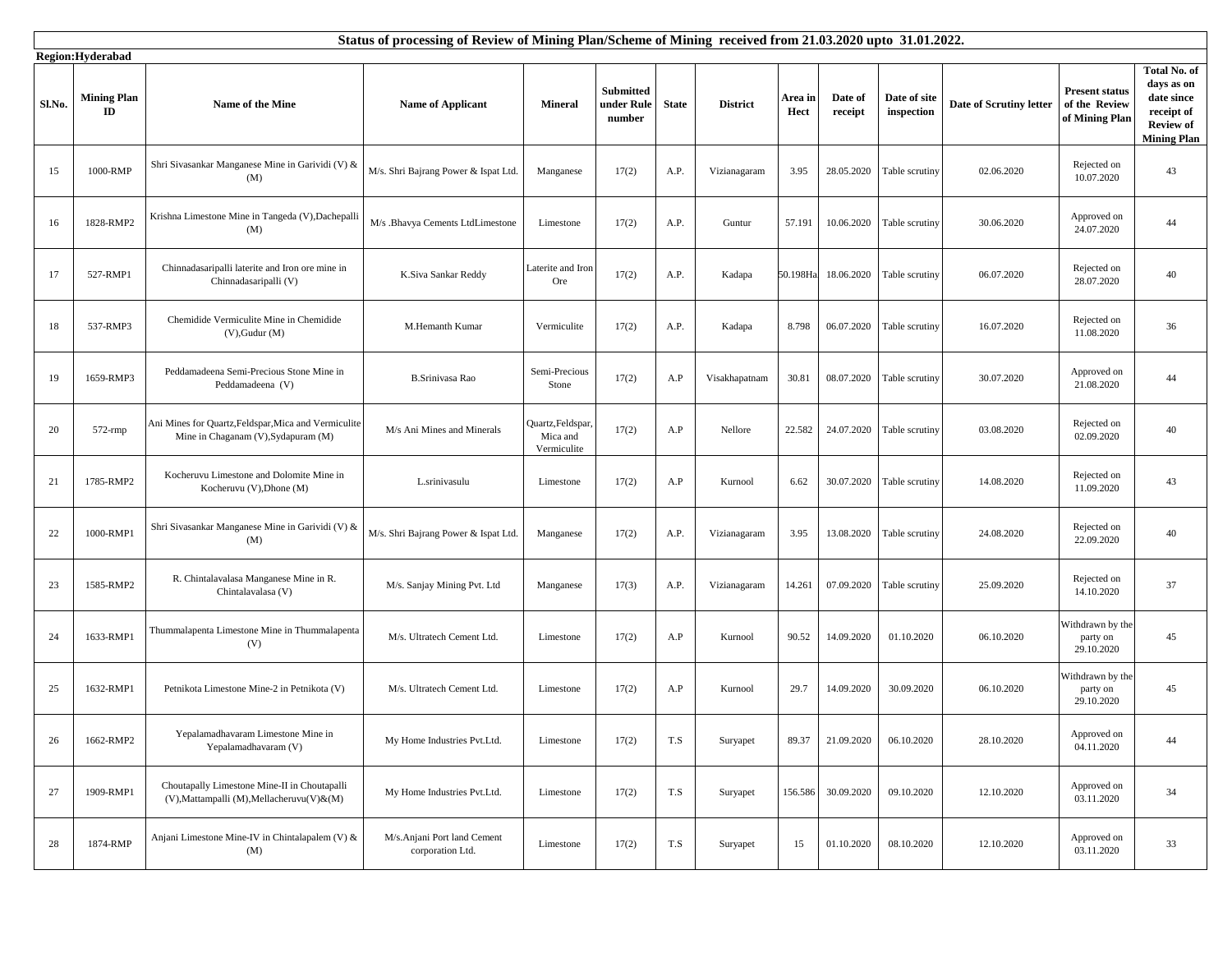# Status of processing of Review of Mining Plan/Scheme of Mining received from 21.03.2020 upto 31.01.2022.

**Region:Hyderabad**

| Sl.No. | Mining Plan ID | Name of the Mine | Name of Applicant | Mineral | Submitted under Rule number | State | District | Area in Hect | Date of receipt | Date of site inspection | Date of Scrutiny letter | Present status of the Review of Mining Plan | Total No. of days as on date since receipt of Review of Mining Plan |
|---|---|---|---|---|---|---|---|---|---|---|---|---|---|
| 15 | 1000-RMP | Shri Sivasankar Manganese Mine in Garividi (V) & (M) | M/s. Shri Bajrang Power & Ispat Ltd. | Manganese | 17(2) | A.P. | Vizianagaram | 3.95 | 28.05.2020 | Table scrutiny | 02.06.2020 | Rejected on 10.07.2020 | 43 |
| 16 | 1828-RMP2 | Krishna Limestone Mine in Tangeda (V),Dachepalli (M) | M/s .Bhavya Cements LtdLimestone | Limestone | 17(2) | A.P. | Guntur | 57.191 | 10.06.2020 | Table scrutiny | 30.06.2020 | Approved on 24.07.2020 | 44 |
| 17 | 527-RMP1 | Chinnadasaripalli laterite and Iron ore mine in Chinnadasaripalli (V) | K.Siva Sankar Reddy | Laterite and Iron Ore | 17(2) | A.P. | Kadapa | 50.198Ha | 18.06.2020 | Table scrutiny | 06.07.2020 | Rejected on 28.07.2020 | 40 |
| 18 | 537-RMP3 | Chemidide Vermiculite Mine in Chemidide (V),Gudur (M) | M.Hemanth Kumar | Vermiculite | 17(2) | A.P. | Kadapa | 8.798 | 06.07.2020 | Table scrutiny | 16.07.2020 | Rejected on 11.08.2020 | 36 |
| 19 | 1659-RMP3 | Peddamadeena Semi-Precious Stone Mine in Peddamadeena (V) | B.Srinivasa Rao | Semi-Precious Stone | 17(2) | A.P | Visakhapatnam | 30.81 | 08.07.2020 | Table scrutiny | 30.07.2020 | Approved on 21.08.2020 | 44 |
| 20 | 572-rmp | Ani Mines for Quartz,Feldspar,Mica and Vermiculite Mine in Chaganam (V),Sydapuram (M) | M/s Ani Mines and Minerals | Quartz,Feldspar, Mica and Vermiculite | 17(2) | A.P | Nellore | 22.582 | 24.07.2020 | Table scrutiny | 03.08.2020 | Rejected on 02.09.2020 | 40 |
| 21 | 1785-RMP2 | Kocheruvu Limestone and Dolomite Mine in Kocheruvu (V),Dhone (M) | L.srinivasulu | Limestone | 17(2) | A.P | Kurnool | 6.62 | 30.07.2020 | Table scrutiny | 14.08.2020 | Rejected on 11.09.2020 | 43 |
| 22 | 1000-RMP1 | Shri Sivasankar Manganese Mine in Garividi (V) & (M) | M/s. Shri Bajrang Power & Ispat Ltd. | Manganese | 17(2) | A.P. | Vizianagaram | 3.95 | 13.08.2020 | Table scrutiny | 24.08.2020 | Rejected on 22.09.2020 | 40 |
| 23 | 1585-RMP2 | R. Chintalavalasa Manganese Mine in R. Chintalavalasa (V) | M/s. Sanjay Mining Pvt. Ltd | Manganese | 17(3) | A.P. | Vizianagaram | 14.261 | 07.09.2020 | Table scrutiny | 25.09.2020 | Rejected on 14.10.2020 | 37 |
| 24 | 1633-RMP1 | Thummalapenta Limestone Mine in Thummalapenta (V) | M/s. Ultratech Cement Ltd. | Limestone | 17(2) | A.P | Kurnool | 90.52 | 14.09.2020 | 01.10.2020 | 06.10.2020 | Withdrawn by the party on 29.10.2020 | 45 |
| 25 | 1632-RMP1 | Petnikota Limestone Mine-2 in Petnikota (V) | M/s. Ultratech Cement Ltd. | Limestone | 17(2) | A.P | Kurnool | 29.7 | 14.09.2020 | 30.09.2020 | 06.10.2020 | Withdrawn by the party on 29.10.2020 | 45 |
| 26 | 1662-RMP2 | Yepalamadhavaram Limestone Mine in Yepalamadhavaram (V) | My Home Industries Pvt.Ltd. | Limestone | 17(2) | T.S | Suryapet | 89.37 | 21.09.2020 | 06.10.2020 | 28.10.2020 | Approved on 04.11.2020 | 44 |
| 27 | 1909-RMP1 | Choutapally Limestone Mine-II in Choutapalli (V),Mattampalli (M),Mellacheruvu(V)&(M) | My Home Industries Pvt.Ltd. | Limestone | 17(2) | T.S | Suryapet | 156.586 | 30.09.2020 | 09.10.2020 | 12.10.2020 | Approved on 03.11.2020 | 34 |
| 28 | 1874-RMP | Anjani Limestone Mine-IV in Chintalapalem (V) & (M) | M/s.Anjani Port land Cement corporation Ltd. | Limestone | 17(2) | T.S | Suryapet | 15 | 01.10.2020 | 08.10.2020 | 12.10.2020 | Approved on 03.11.2020 | 33 |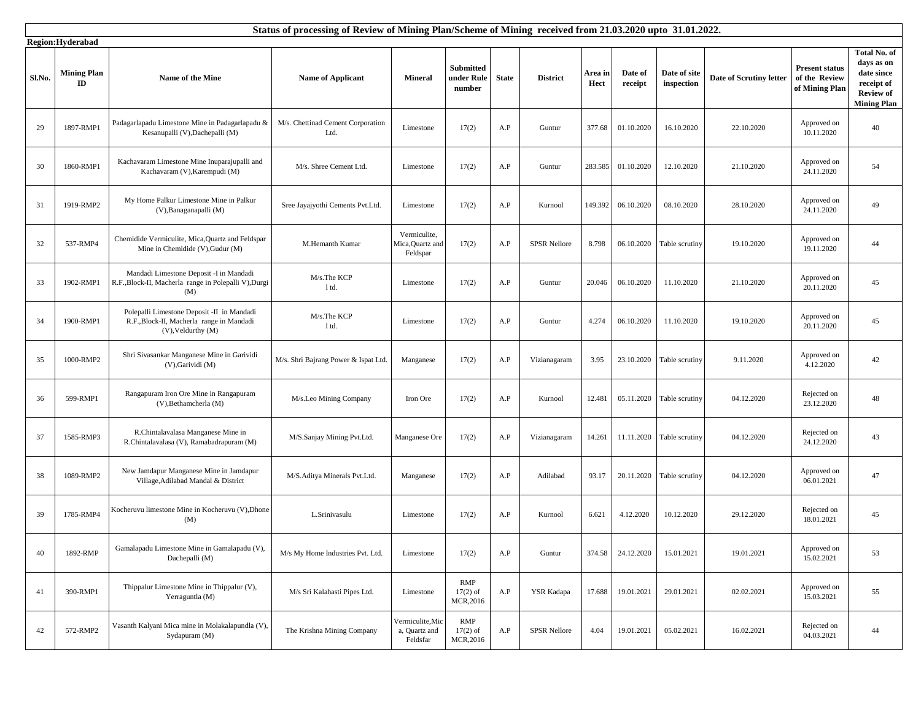**Status of processing of Review of Mining Plan/Scheme of Mining received from 21.03.2020 upto 31.01.2022.**

**Region:Hyderabad**

| Sl.No. | Mining Plan ID | Name of the Mine | Name of Applicant | Mineral | Submitted under Rule number | State | District | Area in Hect | Date of receipt | Date of site inspection | Date of Scrutiny letter | Present status of the Review of Mining Plan | Total No. of days as on date since receipt of Review of Mining Plan |
|---|---|---|---|---|---|---|---|---|---|---|---|---|---|
| 29 | 1897-RMP1 | Padagarlapadu Limestone Mine in Padagarlapadu & Kesanupalli (V),Dachepalli (M) | M/s. Chettinad Cement Corporation Ltd. | Limestone | 17(2) | A.P | Guntur | 377.68 | 01.10.2020 | 16.10.2020 | 22.10.2020 | Approved on 10.11.2020 | 40 |
| 30 | 1860-RMP1 | Kachavaram Limestone Mine Inuparajupalli and Kachavaram (V),Karempudi (M) | M/s. Shree Cement Ltd. | Limestone | 17(2) | A.P | Guntur | 283.585 | 01.10.2020 | 12.10.2020 | 21.10.2020 | Approved on 24.11.2020 | 54 |
| 31 | 1919-RMP2 | My Home Palkur Limestone Mine in Palkur (V),Banaganapalli (M) | Sree Jayajyothi Cements Pvt.Ltd. | Limestone | 17(2) | A.P | Kurnool | 149.392 | 06.10.2020 | 08.10.2020 | 28.10.2020 | Approved on 24.11.2020 | 49 |
| 32 | 537-RMP4 | Chemidide Vermiculite, Mica,Quartz and Feldspar Mine in Chemidide (V),Gudur (M) | M.Hemanth Kumar | Vermiculite, Mica,Quartz and Feldspar | 17(2) | A.P | SPSR Nellore | 8.798 | 06.10.2020 | Table scrutiny | 19.10.2020 | Approved on 19.11.2020 | 44 |
| 33 | 1902-RMP1 | Mandadi Limestone Deposit -I in Mandadi R.F.,Block-II, Macherla range in Polepalli V),Durgi (M) | M/s.The KCP l td. | Limestone | 17(2) | A.P | Guntur | 20.046 | 06.10.2020 | 11.10.2020 | 21.10.2020 | Approved on 20.11.2020 | 45 |
| 34 | 1900-RMP1 | Polepalli Limestone Deposit -II in Mandadi R.F.,Block-II, Macherla range in Mandadi (V),Veldurthy (M) | M/s.The KCP l td. | Limestone | 17(2) | A.P | Guntur | 4.274 | 06.10.2020 | 11.10.2020 | 19.10.2020 | Approved on 20.11.2020 | 45 |
| 35 | 1000-RMP2 | Shri Sivasankar Manganese Mine in Garividi (V),Garividi (M) | M/s. Shri Bajrang Power & Ispat Ltd. | Manganese | 17(2) | A.P | Vizianagaram | 3.95 | 23.10.2020 | Table scrutiny | 9.11.2020 | Approved on 4.12.2020 | 42 |
| 36 | 599-RMP1 | Rangapuram Iron Ore Mine in Rangapuram (V),Bethamcherla (M) | M/s.Leo Mining Company | Iron Ore | 17(2) | A.P | Kurnool | 12.481 | 05.11.2020 | Table scrutiny | 04.12.2020 | Rejected on 23.12.2020 | 48 |
| 37 | 1585-RMP3 | R.Chintalavalasa Manganese Mine in R.Chintalavalasa (V), Ramabadrapuram (M) | M/S.Sanjay Mining Pvt.Ltd. | Manganese Ore | 17(2) | A.P | Vizianagaram | 14.261 | 11.11.2020 | Table scrutiny | 04.12.2020 | Rejected on 24.12.2020 | 43 |
| 38 | 1089-RMP2 | New Jamdapur Manganese Mine in Jamdapur Village,Adilabad Mandal & District | M/S.Aditya Minerals Pvt.Ltd. | Manganese | 17(2) | A.P | Adilabad | 93.17 | 20.11.2020 | Table scrutiny | 04.12.2020 | Approved on 06.01.2021 | 47 |
| 39 | 1785-RMP4 | Kocheruvu limestone Mine in Kocheruvu (V),Dhone (M) | L.Srinivasulu | Limestone | 17(2) | A.P | Kurnool | 6.621 | 4.12.2020 | 10.12.2020 | 29.12.2020 | Rejected on 18.01.2021 | 45 |
| 40 | 1892-RMP | Gamalapadu Limestone Mine in Gamalapadu (V), Dachepalli (M) | M/s My Home Industries Pvt. Ltd. | Limestone | 17(2) | A.P | Guntur | 374.58 | 24.12.2020 | 15.01.2021 | 19.01.2021 | Approved on 15.02.2021 | 53 |
| 41 | 390-RMP1 | Thippalur Limestone Mine in Thippalur (V), Yerraguntla (M) | M/s Sri Kalahasti Pipes Ltd. | Limestone | RMP 17(2) of MCR,2016 | A.P | YSR Kadapa | 17.688 | 19.01.2021 | 29.01.2021 | 02.02.2021 | Approved on 15.03.2021 | 55 |
| 42 | 572-RMP2 | Vasanth Kalyani Mica mine in Molakalapundla (V), Sydapuram (M) | The Krishna Mining Company | Vermiculite,Mica, Quartz and Feldsfar | RMP 17(2) of MCR,2016 | A.P | SPSR Nellore | 4.04 | 19.01.2021 | 05.02.2021 | 16.02.2021 | Rejected on 04.03.2021 | 44 |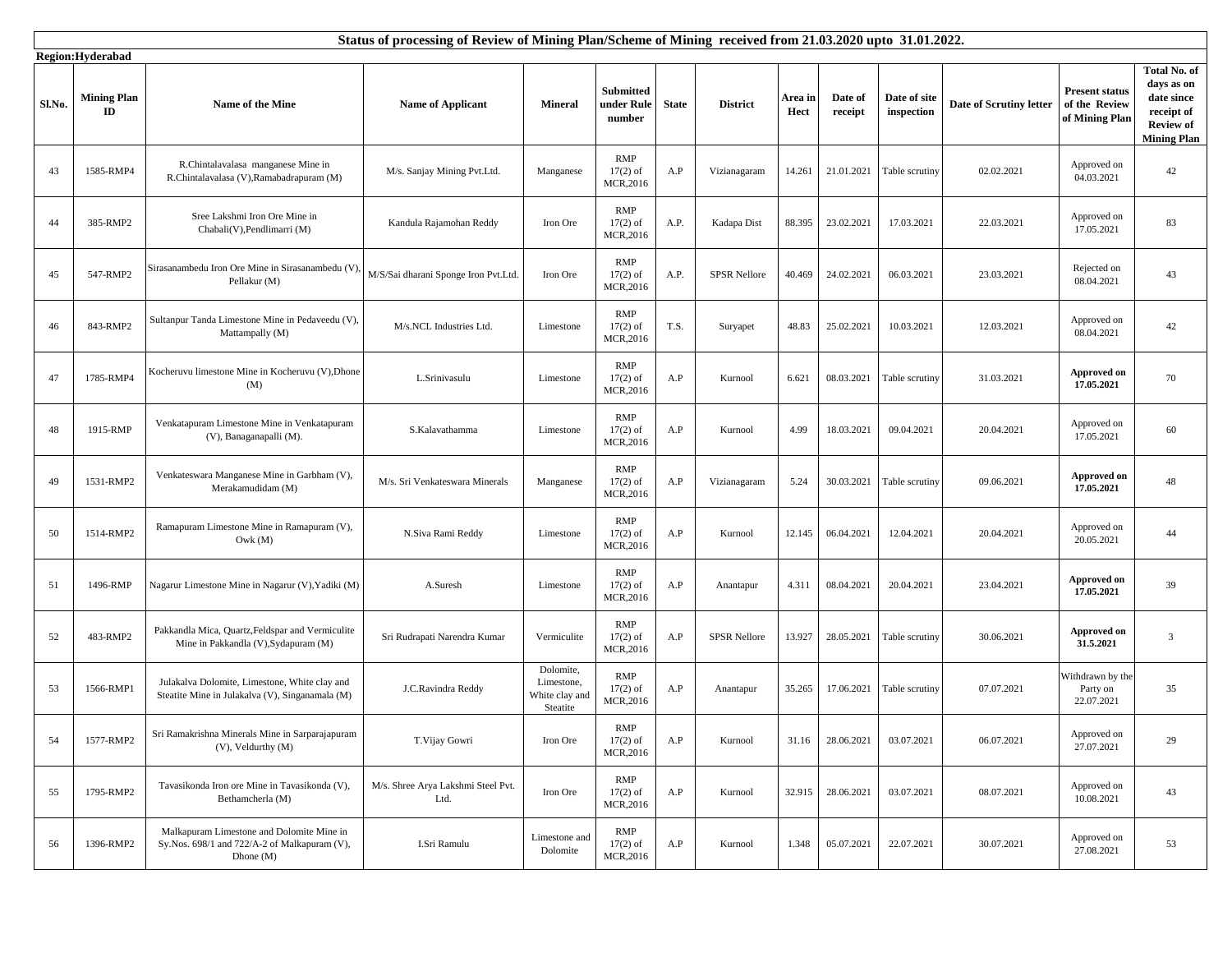# Status of processing of Review of Mining Plan/Scheme of Mining received from 21.03.2020 upto 31.01.2022.

**Region:Hyderabad**

| Sl.No. | Mining Plan ID | Name of the Mine | Name of Applicant | Mineral | Submitted under Rule number | State | District | Area in Hect | Date of receipt | Date of site inspection | Date of Scrutiny letter | Present status of the Review of Mining Plan | Total No. of days as on date since receipt of Review of Mining Plan |
|---|---|---|---|---|---|---|---|---|---|---|---|---|---|
| 43 | 1585-RMP4 | R.Chintalavalasa manganese Mine in R.Chintalavalasa (V),Ramabadrapuram (M) | M/s. Sanjay Mining Pvt.Ltd. | Manganese | RMP 17(2) of MCR,2016 | A.P | Vizianagaram | 14.261 | 21.01.2021 | Table scrutiny | 02.02.2021 | Approved on 04.03.2021 | 42 |
| 44 | 385-RMP2 | Sree Lakshmi Iron Ore Mine in Chabali(V),Pendlimarri (M) | Kandula Rajamohan Reddy | Iron Ore | RMP 17(2) of MCR,2016 | A.P. | Kadapa Dist | 88.395 | 23.02.2021 | 17.03.2021 | 22.03.2021 | Approved on 17.05.2021 | 83 |
| 45 | 547-RMP2 | Sirasanambedu Iron Ore Mine in Sirasanambedu (V), Pellakur (M) | M/S/Sai dharani Sponge Iron Pvt.Ltd. | Iron Ore | RMP 17(2) of MCR,2016 | A.P. | SPSR Nellore | 40.469 | 24.02.2021 | 06.03.2021 | 23.03.2021 | Rejected on 08.04.2021 | 43 |
| 46 | 843-RMP2 | Sultanpur Tanda Limestone Mine in Pedaveedu (V), Mattampally (M) | M/s.NCL Industries Ltd. | Limestone | RMP 17(2) of MCR,2016 | T.S. | Suryapet | 48.83 | 25.02.2021 | 10.03.2021 | 12.03.2021 | Approved on 08.04.2021 | 42 |
| 47 | 1785-RMP4 | Kocheruvu limestone Mine in Kocheruvu (V),Dhone (M) | L.Srinivasulu | Limestone | RMP 17(2) of MCR,2016 | A.P | Kurnool | 6.621 | 08.03.2021 | Table scrutiny | 31.03.2021 | **Approved on 17.05.2021** | 70 |
| 48 | 1915-RMP | Venkatapuram Limestone Mine in Venkatapuram (V), Banaganapalli (M). | S.Kalavathamma | Limestone | RMP 17(2) of MCR,2016 | A.P | Kurnool | 4.99 | 18.03.2021 | 09.04.2021 | 20.04.2021 | Approved on 17.05.2021 | 60 |
| 49 | 1531-RMP2 | Venkateswara Manganese Mine in Garbham (V), Merakamudidam (M) | M/s. Sri Venkateswara Minerals | Manganese | RMP 17(2) of MCR,2016 | A.P | Vizianagaram | 5.24 | 30.03.2021 | Table scrutiny | 09.06.2021 | **Approved on 17.05.2021** | 48 |
| 50 | 1514-RMP2 | Ramapuram Limestone Mine in Ramapuram (V), Owk (M) | N.Siva Rami Reddy | Limestone | RMP 17(2) of MCR,2016 | A.P | Kurnool | 12.145 | 06.04.2021 | 12.04.2021 | 20.04.2021 | Approved on 20.05.2021 | 44 |
| 51 | 1496-RMP | Nagarur Limestone Mine in Nagarur (V),Yadiki (M) | A.Suresh | Limestone | RMP 17(2) of MCR,2016 | A.P | Anantapur | 4.311 | 08.04.2021 | 20.04.2021 | 23.04.2021 | **Approved on 17.05.2021** | 39 |
| 52 | 483-RMP2 | Pakkandla Mica, Quartz,Feldspar and Vermiculite Mine in Pakkandla (V),Sydapuram (M) | Sri Rudrapati Narendra Kumar | Vermiculite | RMP 17(2) of MCR,2016 | A.P | SPSR Nellore | 13.927 | 28.05.2021 | Table scrutiny | 30.06.2021 | **Approved on 31.5.2021** | 3 |
| 53 | 1566-RMP1 | Julakalva Dolomite, Limestone, White clay and Steatite Mine in Julakalva (V), Singanamala (M) | J.C.Ravindra Reddy | Dolomite, Limestone, White clay and Steatite | RMP 17(2) of MCR,2016 | A.P | Anantapur | 35.265 | 17.06.2021 | Table scrutiny | 07.07.2021 | Withdrawn by the Party on 22.07.2021 | 35 |
| 54 | 1577-RMP2 | Sri Ramakrishna Minerals Mine in Sarparajapuram (V), Veldurthy (M) | T.Vijay Gowri | Iron Ore | RMP 17(2) of MCR,2016 | A.P | Kurnool | 31.16 | 28.06.2021 | 03.07.2021 | 06.07.2021 | Approved on 27.07.2021 | 29 |
| 55 | 1795-RMP2 | Tavasikonda Iron ore Mine in Tavasikonda (V), Bethamcherla (M) | M/s. Shree Arya Lakshmi Steel Pvt. Ltd. | Iron Ore | RMP 17(2) of MCR,2016 | A.P | Kurnool | 32.915 | 28.06.2021 | 03.07.2021 | 08.07.2021 | Approved on 10.08.2021 | 43 |
| 56 | 1396-RMP2 | Malkapuram Limestone and Dolomite Mine in Sy.Nos. 698/1 and 722/A-2 of Malkapuram (V), Dhone (M) | I.Sri Ramulu | Limestone and Dolomite | RMP 17(2) of MCR,2016 | A.P | Kurnool | 1.348 | 05.07.2021 | 22.07.2021 | 30.07.2021 | Approved on 27.08.2021 | 53 |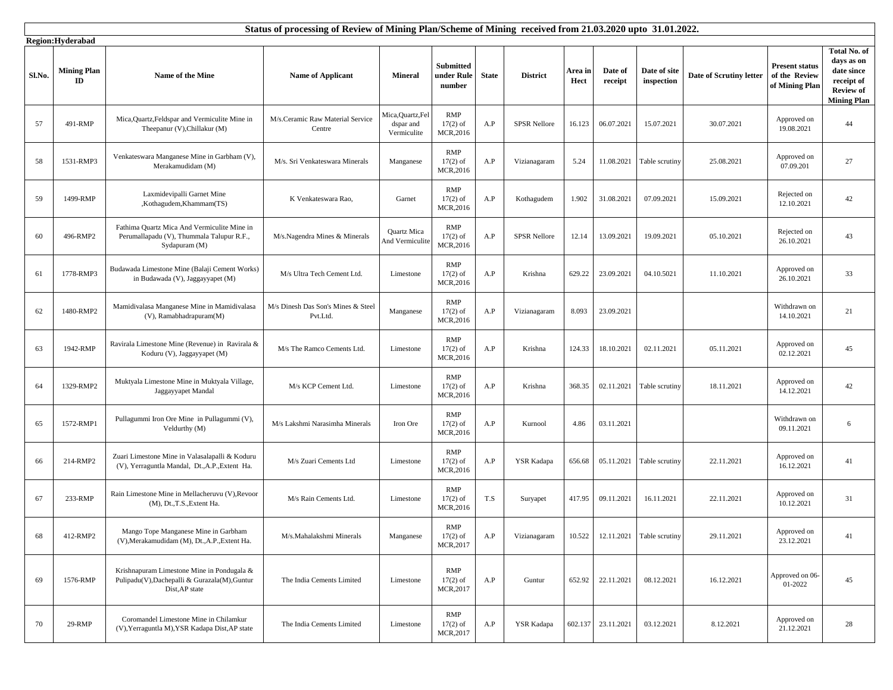**Status of processing of Review of Mining Plan/Scheme of Mining received from 21.03.2020 upto 31.01.2022.**

**Region:Hyderabad**

| Sl.No. | Mining Plan ID | Name of the Mine | Name of Applicant | Mineral | Submitted under Rule number | State | District | Area in Hect | Date of receipt | Date of site inspection | Date of Scrutiny letter | Present status of the Review of Mining Plan | Total No. of days as on date since receipt of Review of Mining Plan |
|---|---|---|---|---|---|---|---|---|---|---|---|---|---|
| 57 | 491-RMP | Mica,Quartz,Feldspar and Vermiculite Mine in Theepanur (V),Chillakur (M) | M/s.Ceramic Raw Material Service Centre | Mica,Quartz,Feldspar and Vermiculite | RMP 17(2) of MCR,2016 | A.P | SPSR Nellore | 16.123 | 06.07.2021 | 15.07.2021 | 30.07.2021 | Approved on 19.08.2021 | 44 |
| 58 | 1531-RMP3 | Venkateswara Manganese Mine in Garbham (V), Merakamudidam (M) | M/s. Sri Venkateswara Minerals | Manganese | RMP 17(2) of MCR,2016 | A.P | Vizianagaram | 5.24 | 11.08.2021 | Table scrutiny | 25.08.2021 | Approved on 07.09.201 | 27 |
| 59 | 1499-RMP | Laxmidevipalli Garnet Mine ,Kothagudem,Khammam(TS) | K Venkateswara Rao, | Garnet | RMP 17(2) of MCR,2016 | A.P | Kothagudem | 1.902 | 31.08.2021 | 07.09.2021 | 15.09.2021 | Rejected on 12.10.2021 | 42 |
| 60 | 496-RMP2 | Fathima Quartz Mica And Vermiculite Mine in Perumallapadu (V), Thummala Talupur R.F., Sydapuram (M) | M/s.Nagendra Mines & Minerals | Quartz Mica And Vermiculite | RMP 17(2) of MCR,2016 | A.P | SPSR Nellore | 12.14 | 13.09.2021 | 19.09.2021 | 05.10.2021 | Rejected on 26.10.2021 | 43 |
| 61 | 1778-RMP3 | Budawada Limestone Mine (Balaji Cement Works) in Budawada (V), Jaggayyapet (M) | M/s Ultra Tech Cement Ltd. | Limestone | RMP 17(2) of MCR,2016 | A.P | Krishna | 629.22 | 23.09.2021 | 04.10.5021 | 11.10.2021 | Approved on 26.10.2021 | 33 |
| 62 | 1480-RMP2 | Mamidivalasa Manganese Mine in Mamidivalasa (V), Ramabhadrapuram(M) | M/s Dinesh Das Son's Mines & Steel Pvt.Ltd. | Manganese | RMP 17(2) of MCR,2016 | A.P | Vizianagaram | 8.093 | 23.09.2021 | | | Withdrawn on 14.10.2021 | 21 |
| 63 | 1942-RMP | Ravirala Limestone Mine (Revenue) in Ravirala & Koduru (V), Jaggayyapet (M) | M/s The Ramco Cements Ltd. | Limestone | RMP 17(2) of MCR,2016 | A.P | Krishna | 124.33 | 18.10.2021 | 02.11.2021 | 05.11.2021 | Approved on 02.12.2021 | 45 |
| 64 | 1329-RMP2 | Muktyala Limestone Mine in Muktyala Village, Jaggayyapet Mandal | M/s KCP Cement Ltd. | Limestone | RMP 17(2) of MCR,2016 | A.P | Krishna | 368.35 | 02.11.2021 | Table scrutiny | 18.11.2021 | Approved on 14.12.2021 | 42 |
| 65 | 1572-RMP1 | Pullagummi Iron Ore Mine in Pullagummi (V), Veldurthy (M) | M/s Lakshmi Narasimha Minerals | Iron Ore | RMP 17(2) of MCR,2016 | A.P | Kurnool | 4.86 | 03.11.2021 | | | Withdrawn on 09.11.2021 | 6 |
| 66 | 214-RMP2 | Zuari Limestone Mine in Valasalapalli & Koduru (V), Yerraguntla Mandal, Dt.,A.P.,Extent Ha. | M/s Zuari Cements Ltd | Limestone | RMP 17(2) of MCR,2016 | A.P | YSR Kadapa | 656.68 | 05.11.2021 | Table scrutiny | 22.11.2021 | Approved on 16.12.2021 | 41 |
| 67 | 233-RMP | Rain Limestone Mine in Mellacheruvu (V),Revoor (M), Dt.,T.S.,Extent Ha. | M/s Rain Cements Ltd. | Limestone | RMP 17(2) of MCR,2016 | T.S | Suryapet | 417.95 | 09.11.2021 | 16.11.2021 | 22.11.2021 | Approved on 10.12.2021 | 31 |
| 68 | 412-RMP2 | Mango Tope Manganese Mine in Garbham (V),Merakamudidam (M), Dt.,A.P.,Extent Ha. | M/s.Mahalakshmi Minerals | Manganese | RMP 17(2) of MCR,2017 | A.P | Vizianagaram | 10.522 | 12.11.2021 | Table scrutiny | 29.11.2021 | Approved on 23.12.2021 | 41 |
| 69 | 1576-RMP | Krishnapuram Limestone Mine in Pondugala & Pulipadu(V),Dachepalli & Gurazala(M),Guntur Dist,AP state | The India Cements Limited | Limestone | RMP 17(2) of MCR,2017 | A.P | Guntur | 652.92 | 22.11.2021 | 08.12.2021 | 16.12.2021 | Approved on 06-01-2022 | 45 |
| 70 | 29-RMP | Coromandel Limestone Mine in Chilamkur (V),Yerraguntla M),YSR Kadapa Dist,AP state | The India Cements Limited | Limestone | RMP 17(2) of MCR,2017 | A.P | YSR Kadapa | 602.137 | 23.11.2021 | 03.12.2021 | 8.12.2021 | Approved on 21.12.2021 | 28 |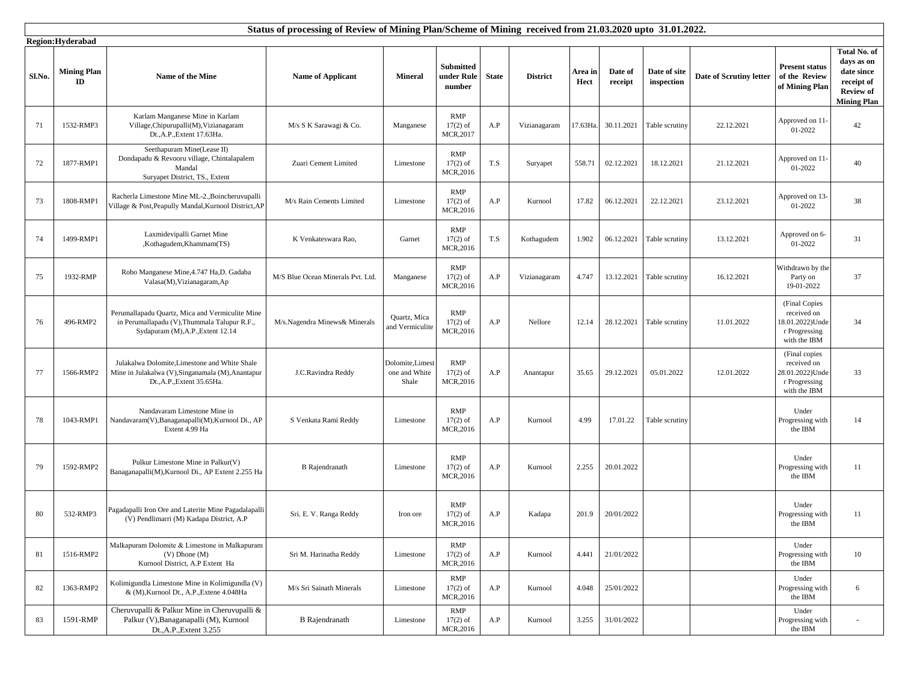## Status of processing of Review of Mining Plan/Scheme of Mining received from 21.03.2020 upto 31.01.2022.

**Region:Hyderabad**

| Sl.No. | Mining Plan ID | Name of the Mine | Name of Applicant | Mineral | Submitted under Rule number | State | District | Area in Hect | Date of receipt | Date of site inspection | Date of Scrutiny letter | Present status of the Review of Mining Plan | Total No. of days as on date since receipt of Review of Mining Plan |
|---|---|---|---|---|---|---|---|---|---|---|---|---|---|
| 71 | 1532-RMP3 | Karlam Manganese Mine in Karlam Village,Chipurupalli(M),Vizianagaram Dt.,A.P.,Extent 17.63Ha. | M/s S K Sarawagi & Co. | Manganese | RMP 17(2) of MCR,2017 | A.P | Vizianagaram | 17.63Ha. | 30.11.2021 | Table scrutiny | 22.12.2021 | Approved on 11-01-2022 | 42 |
| 72 | 1877-RMP1 | Seethapuram Mine(Lease II) Dondapadu & Revooru village, Chintalapalem Mandal Suryapet District, TS., Extent | Zuari Cement Limited | Limestone | RMP 17(2) of MCR,2016 | T.S | Suryapet | 558.71 | 02.12.2021 | 18.12.2021 | 21.12.2021 | Approved on 11-01-2022 | 40 |
| 73 | 1808-RMP1 | Racherla Limestone Mine ML-2.,Boincheruvupalli Village & Post,Peapully Mandal,Kurnool District,AP | M/s Rain Cements Limited | Limestone | RMP 17(2) of MCR,2016 | A.P | Kurnool | 17.82 | 06.12.2021 | 22.12.2021 | 23.12.2021 | Approved on 13-01-2022 | 38 |
| 74 | 1499-RMP1 | Laxmidevipalli Garnet Mine ,Kothagudem,Khammam(TS) | K Venkateswara Rao, | Garnet | RMP 17(2) of MCR,2016 | T.S | Kothagudem | 1.902 | 06.12.2021 | Table scrutiny | 13.12.2021 | Approved on 6-01-2022 | 31 |
| 75 | 1932-RMP | Robo Manganese Mine,4.747 Ha,D. Gadaba Valasa(M),Vizianagaram,Ap | M/S Blue Ocean Minerals Pvt. Ltd. | Manganese | RMP 17(2) of MCR,2016 | A.P | Vizianagaram | 4.747 | 13.12.2021 | Table scrutiny | 16.12.2021 | Withdrawn by the Party on 19-01-2022 | 37 |
| 76 | 496-RMP2 | Perumallapadu Quartz, Mica and Vermiculite Mine in Perumallapadu (V),Thummala Talupur R.F., Sydapuram (M),A.P.,Extent 12.14 | M/s.Nagendra Minews& Minerals | Quartz, Mica and Vermiculite | RMP 17(2) of MCR,2016 | A.P | Nellore | 12.14 | 28.12.2021 | Table scrutiny | 11.01.2022 | (Final Copies received on 18.01.2022)Under Progressing with the IBM | 34 |
| 77 | 1566-RMP2 | Julakalwa Dolomite,Limestone and White Shale Mine in Julakalwa (V),Singanamala (M),Anantapur Dt.,A.P.,Extent 35.65Ha. | J.C.Ravindra Reddy | Dolomite,Limestone and White Shale | RMP 17(2) of MCR,2016 | A.P | Anantapur | 35.65 | 29.12.2021 | 05.01.2022 | 12.01.2022 | (Final copies received on 28.01.2022)Under Progressing with the IBM | 33 |
| 78 | 1043-RMP1 | Nandavaram Limestone Mine in Nandavaram(V),Banaganapalli(M),Kurnool Di., AP Extent 4.99 Ha | S Venkata Rami Reddy | Limestone | RMP 17(2) of MCR,2016 | A.P | Kurnool | 4.99 | 17.01.22 | Table scrutiny | | Under Progressing with the IBM | 14 |
| 79 | 1592-RMP2 | Pulkur Limestone Mine in Palkur(V) Banaganapalli(M),Kurnool Di., AP Extent 2.255 Ha | B Rajendranath | Limestone | RMP 17(2) of MCR,2016 | A.P | Kurnool | 2.255 | 20.01.2022 | | | Under Progressing with the IBM | 11 |
| 80 | 532-RMP3 | Pagadapalli Iron Ore and Laterite Mine Pagadalapalli (V) Pendlimarri (M) Kadapa District, A.P | Sri. E. V. Ranga Reddy | Iron ore | RMP 17(2) of MCR,2016 | A.P | Kadapa | 201.9 | 20/01/2022 | | | Under Progressing with the IBM | 11 |
| 81 | 1516-RMP2 | Malkapuram Dolomite & Limestone in Malkapuram (V) Dhone (M) Kurnool District, A.P Extent Ha | Sri M. Harinatha Reddy | Limestone | RMP 17(2) of MCR,2016 | A.P | Kurnool | 4.441 | 21/01/2022 | | | Under Progressing with the IBM | 10 |
| 82 | 1363-RMP2 | Kolimigundla Limestone Mine in Kolimigundla (V) & (M),Kurnool Dt., A.P.,Extene 4.048Ha | M/s Sri Sainath Minerals | Limestone | RMP 17(2) of MCR,2016 | A.P | Kurnool | 4.048 | 25/01/2022 | | | Under Progressing with the IBM | 6 |
| 83 | 1591-RMP | Cheruvupalli & Palkur Mine in Cheruvupalli & Palkur (V),Banaganapalli (M), Kurnool Dt.,A.P.,Extent 3.255 | B Rajendranath | Limestone | RMP 17(2) of MCR,2016 | A.P | Kurnool | 3.255 | 31/01/2022 | | | Under Progressing with the IBM | - |